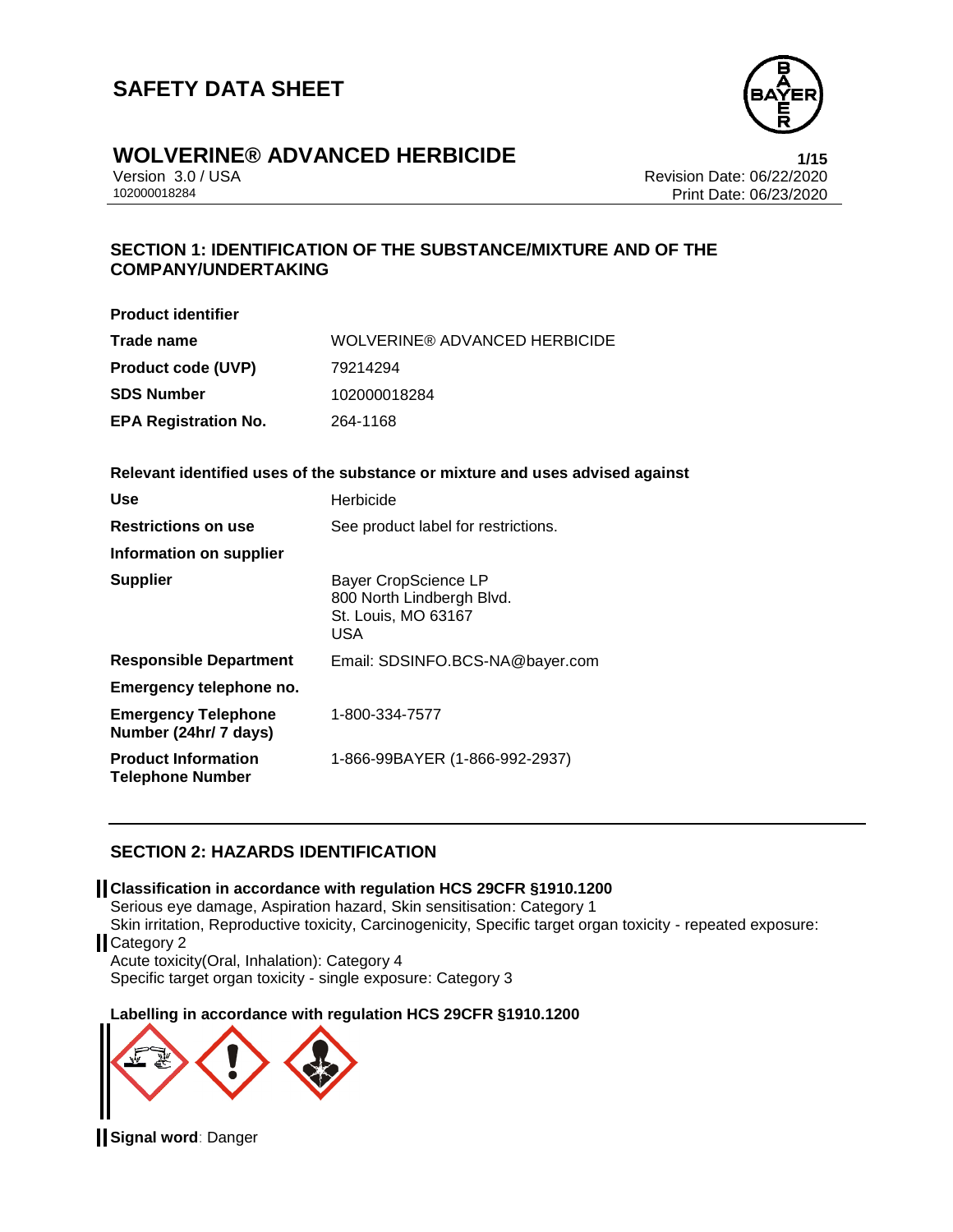# SAFETY DATA SHEET

## WOLVERINE® ADVANCED HERBICIDE

Version 3.0 / USA
102000018284

Revision Date: 06/22/2020
Print Date: 06/23/2020

## SECTION 1: IDENTIFICATION OF THE SUBSTANCE/MIXTURE AND OF THE COMPANY/UNDERTAKING

**Product identifier**

| | |
|---|---|
| **Trade name** | WOLVERINE® ADVANCED HERBICIDE |
| **Product code (UVP)** | 79214294 |
| **SDS Number** | 102000018284 |
| **EPA Registration No.** | 264-1168 |

**Relevant identified uses of the substance or mixture and uses advised against**

| | |
|---|---|
| **Use** | Herbicide |
| **Restrictions on use** | See product label for restrictions. |
| **Information on supplier** | |
| **Supplier** | Bayer CropScience LP<br>800 North Lindbergh Blvd.<br>St. Louis, MO 63167<br>USA |
| **Responsible Department** | Email: SDSINFO.BCS-NA@bayer.com |
| **Emergency telephone no.** | |
| **Emergency Telephone Number (24hr/ 7 days)** | 1-800-334-7577 |
| **Product Information Telephone Number** | 1-866-99BAYER (1-866-992-2937) |

## SECTION 2: HAZARDS IDENTIFICATION

**Classification in accordance with regulation HCS 29CFR §1910.1200**

Serious eye damage, Aspiration hazard, Skin sensitisation: Category 1
Skin irritation, Reproductive toxicity, Carcinogenicity, Specific target organ toxicity - repeated exposure: Category 2
Acute toxicity(Oral, Inhalation): Category 4
Specific target organ toxicity - single exposure: Category 3

**Labelling in accordance with regulation HCS 29CFR §1910.1200**

**Signal word**: Danger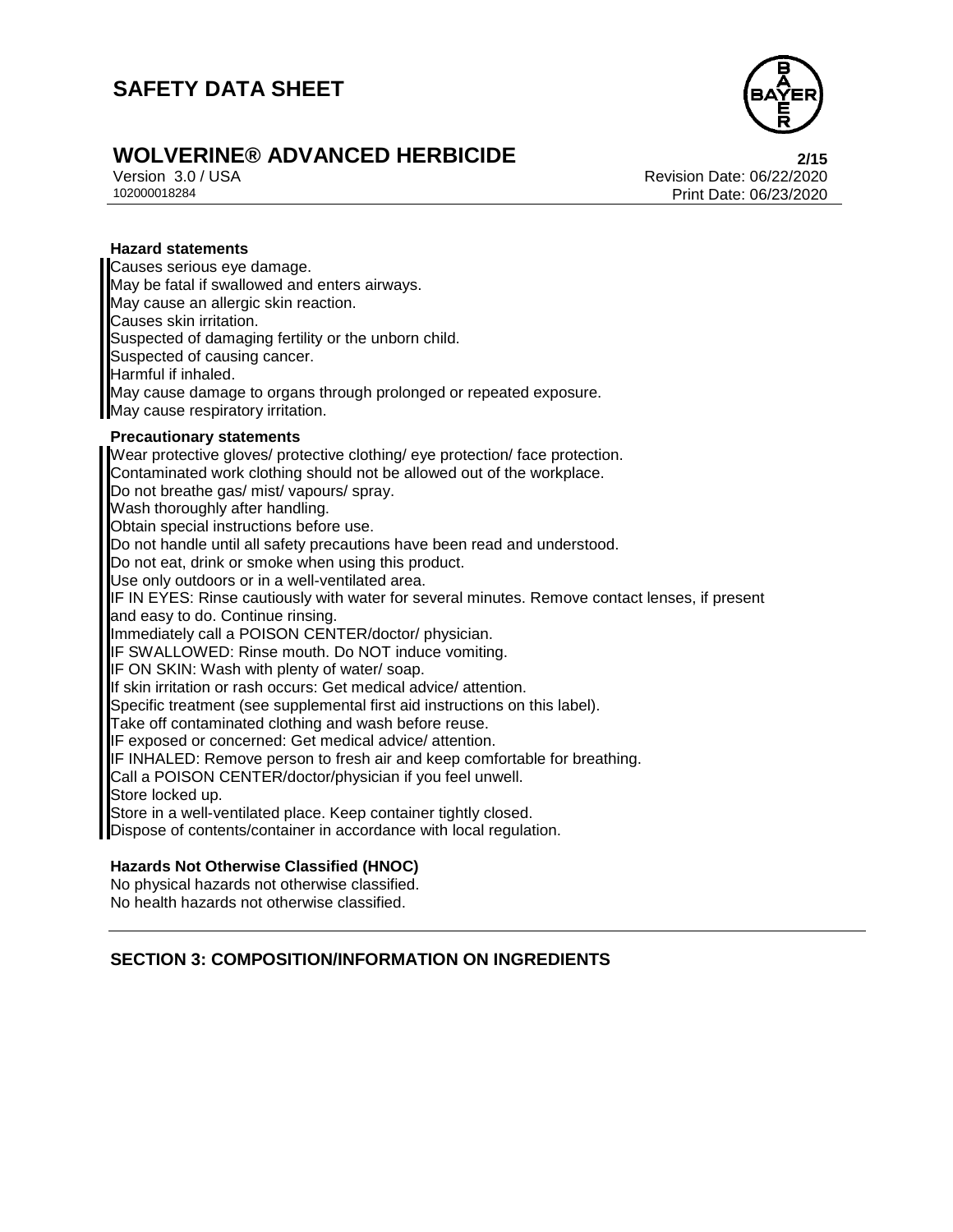**Hazard statements**

Causes serious eye damage.
May be fatal if swallowed and enters airways.
May cause an allergic skin reaction.
Causes skin irritation.
Suspected of damaging fertility or the unborn child.
Suspected of causing cancer.
Harmful if inhaled.
May cause damage to organs through prolonged or repeated exposure.
May cause respiratory irritation.

**Precautionary statements**

Wear protective gloves/ protective clothing/ eye protection/ face protection.
Contaminated work clothing should not be allowed out of the workplace.
Do not breathe gas/ mist/ vapours/ spray.
Wash thoroughly after handling.
Obtain special instructions before use.
Do not handle until all safety precautions have been read and understood.
Do not eat, drink or smoke when using this product.
Use only outdoors or in a well-ventilated area.
IF IN EYES: Rinse cautiously with water for several minutes. Remove contact lenses, if present and easy to do. Continue rinsing.
Immediately call a POISON CENTER/doctor/ physician.
IF SWALLOWED: Rinse mouth. Do NOT induce vomiting.
IF ON SKIN: Wash with plenty of water/ soap.
If skin irritation or rash occurs: Get medical advice/ attention.
Specific treatment (see supplemental first aid instructions on this label).
Take off contaminated clothing and wash before reuse.
IF exposed or concerned: Get medical advice/ attention.
IF INHALED: Remove person to fresh air and keep comfortable for breathing.
Call a POISON CENTER/doctor/physician if you feel unwell.
Store locked up.
Store in a well-ventilated place. Keep container tightly closed.
Dispose of contents/container in accordance with local regulation.

**Hazards Not Otherwise Classified (HNOC)**

No physical hazards not otherwise classified.
No health hazards not otherwise classified.

## SECTION 3: COMPOSITION/INFORMATION ON INGREDIENTS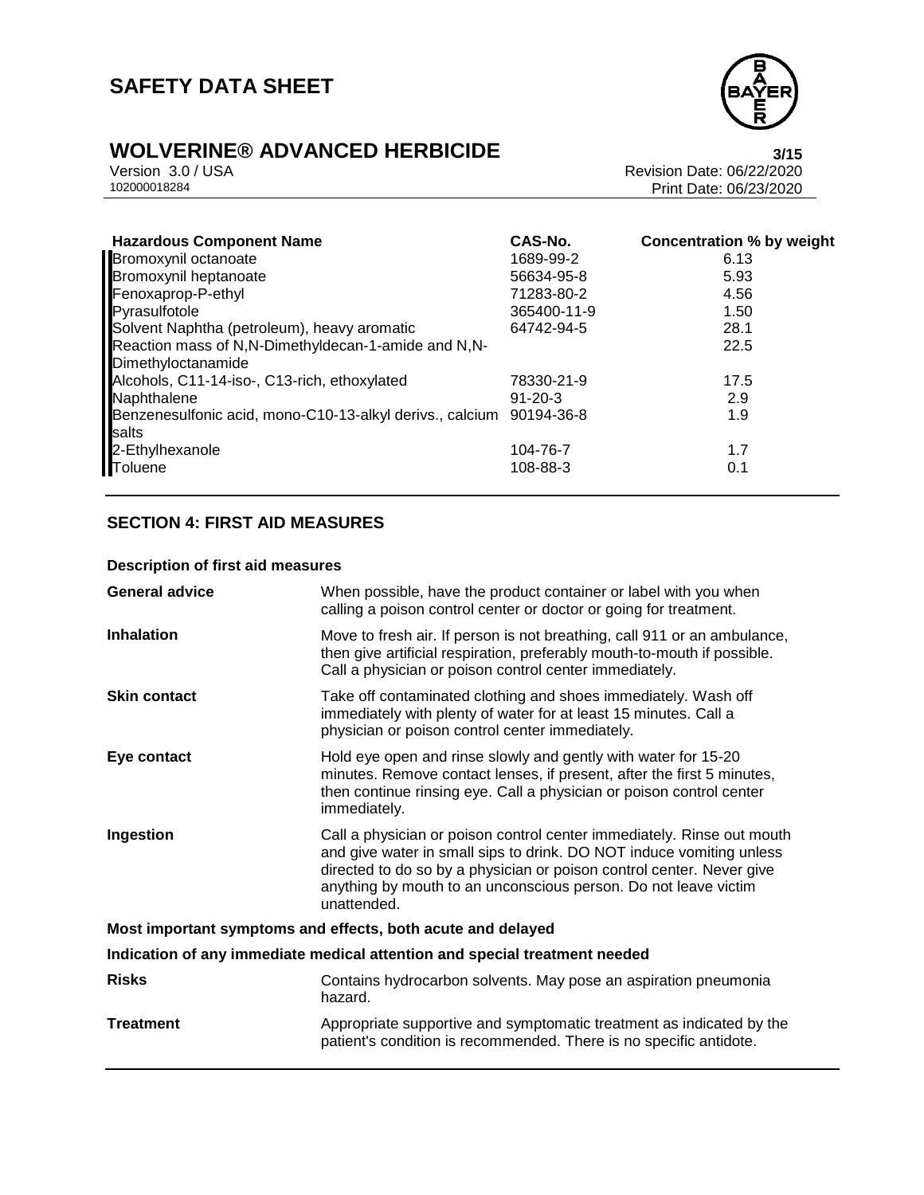| Hazardous Component Name | CAS-No. | Concentration % by weight |
|---|---|---|
| Bromoxynil octanoate | 1689-99-2 | 6.13 |
| Bromoxynil heptanoate | 56634-95-8 | 5.93 |
| Fenoxaprop-P-ethyl | 71283-80-2 | 4.56 |
| Pyrasulfotole | 365400-11-9 | 1.50 |
| Solvent Naphtha (petroleum), heavy aromatic | 64742-94-5 | 28.1 |
| Reaction mass of N,N-Dimethyldecan-1-amide and N,N-Dimethyloctanamide | | 22.5 |
| Alcohols, C11-14-iso-, C13-rich, ethoxylated | 78330-21-9 | 17.5 |
| Naphthalene | 91-20-3 | 2.9 |
| Benzenesulfonic acid, mono-C10-13-alkyl derivs., calcium salts | 90194-36-8 | 1.9 |
| 2-Ethylhexanole | 104-76-7 | 1.7 |
| Toluene | 108-88-3 | 0.1 |

## SECTION 4: FIRST AID MEASURES

### Description of first aid measures

**General advice** When possible, have the product container or label with you when calling a poison control center or doctor or going for treatment.

**Inhalation** Move to fresh air. If person is not breathing, call 911 or an ambulance, then give artificial respiration, preferably mouth-to-mouth if possible. Call a physician or poison control center immediately.

**Skin contact** Take off contaminated clothing and shoes immediately. Wash off immediately with plenty of water for at least 15 minutes. Call a physician or poison control center immediately.

**Eye contact** Hold eye open and rinse slowly and gently with water for 15-20 minutes. Remove contact lenses, if present, after the first 5 minutes, then continue rinsing eye. Call a physician or poison control center immediately.

**Ingestion** Call a physician or poison control center immediately. Rinse out mouth and give water in small sips to drink. DO NOT induce vomiting unless directed to do so by a physician or poison control center. Never give anything by mouth to an unconscious person. Do not leave victim unattended.

### Most important symptoms and effects, both acute and delayed

### Indication of any immediate medical attention and special treatment needed

**Risks** Contains hydrocarbon solvents. May pose an aspiration pneumonia hazard.

**Treatment** Appropriate supportive and symptomatic treatment as indicated by the patient's condition is recommended. There is no specific antidote.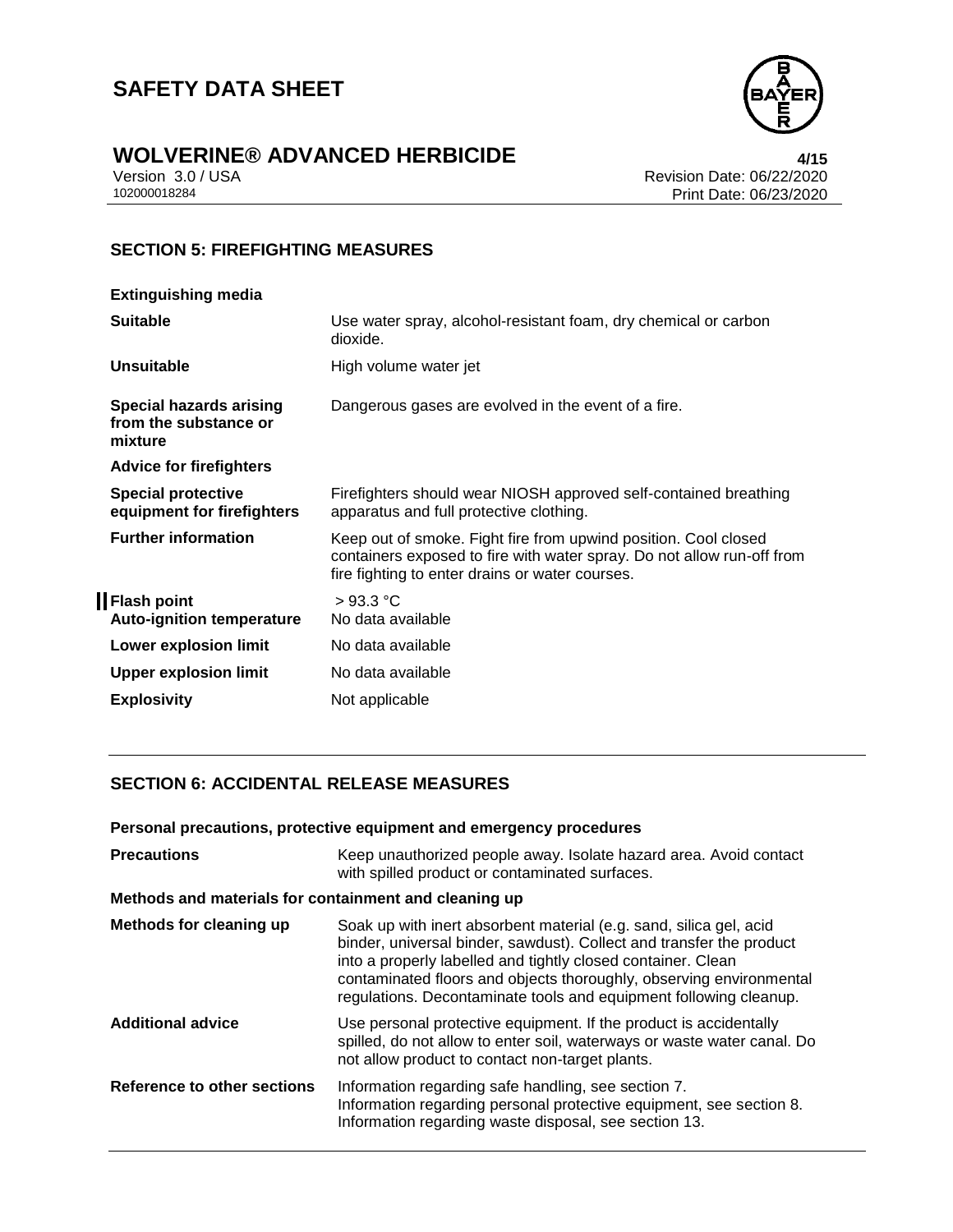## SECTION 5: FIREFIGHTING MEASURES

**Extinguishing media**

| | |
|---|---|
| **Suitable** | Use water spray, alcohol-resistant foam, dry chemical or carbon dioxide. |
| **Unsuitable** | High volume water jet |
| **Special hazards arising from the substance or mixture** | Dangerous gases are evolved in the event of a fire. |

**Advice for firefighters**

| | |
|---|---|
| **Special protective equipment for firefighters** | Firefighters should wear NIOSH approved self-contained breathing apparatus and full protective clothing. |
| **Further information** | Keep out of smoke. Fight fire from upwind position. Cool closed containers exposed to fire with water spray. Do not allow run-off from fire fighting to enter drains or water courses. |
| **Flash point** | > 93.3 °C |
| **Auto-ignition temperature** | No data available |
| **Lower explosion limit** | No data available |
| **Upper explosion limit** | No data available |
| **Explosivity** | Not applicable |

## SECTION 6: ACCIDENTAL RELEASE MEASURES

**Personal precautions, protective equipment and emergency procedures**

| | |
|---|---|
| **Precautions** | Keep unauthorized people away. Isolate hazard area. Avoid contact with spilled product or contaminated surfaces. |

**Methods and materials for containment and cleaning up**

| | |
|---|---|
| **Methods for cleaning up** | Soak up with inert absorbent material (e.g. sand, silica gel, acid binder, universal binder, sawdust). Collect and transfer the product into a properly labelled and tightly closed container. Clean contaminated floors and objects thoroughly, observing environmental regulations. Decontaminate tools and equipment following cleanup. |
| **Additional advice** | Use personal protective equipment. If the product is accidentally spilled, do not allow to enter soil, waterways or waste water canal. Do not allow product to contact non-target plants. |
| **Reference to other sections** | Information regarding safe handling, see section 7.<br>Information regarding personal protective equipment, see section 8.<br>Information regarding waste disposal, see section 13. |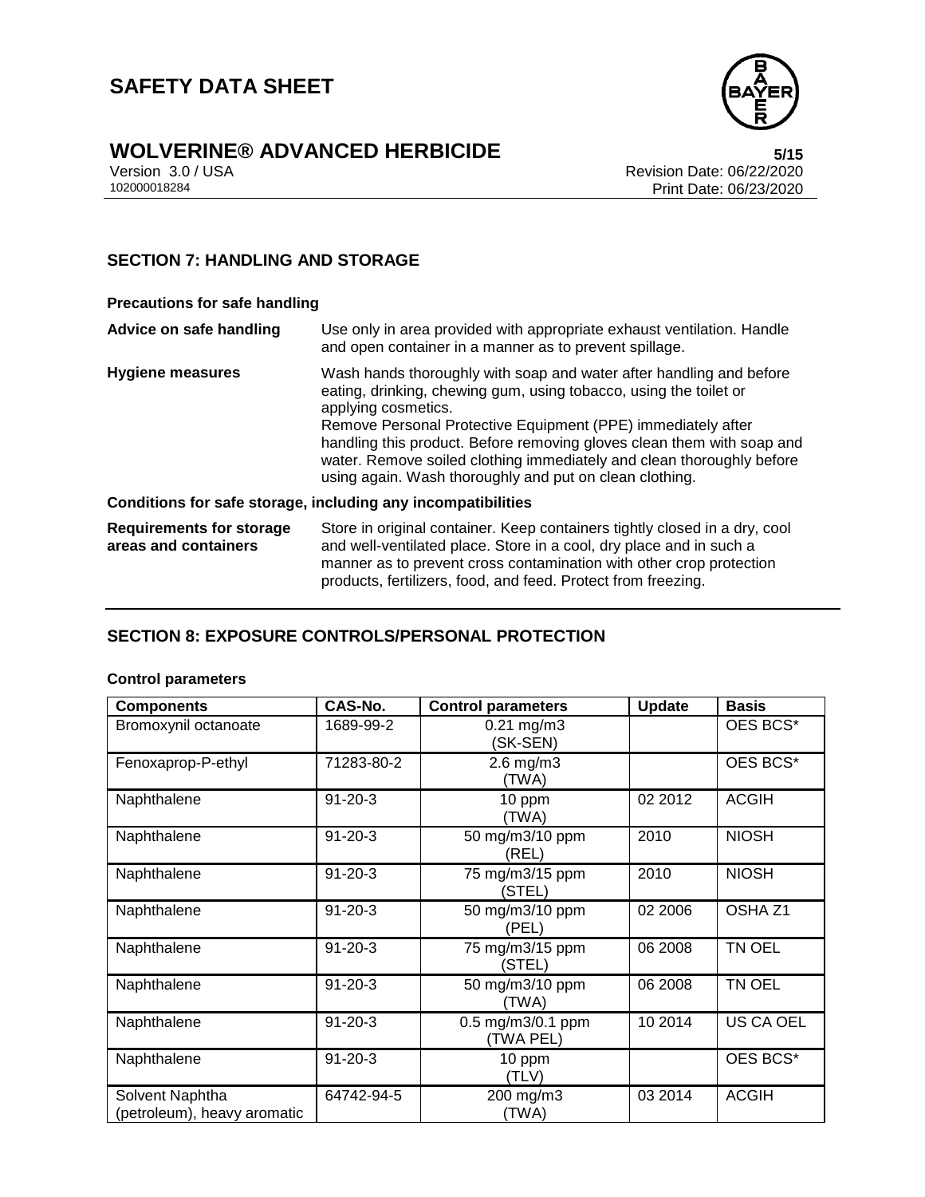## SECTION 7: HANDLING AND STORAGE

**Precautions for safe handling**

**Advice on safe handling** Use only in area provided with appropriate exhaust ventilation. Handle and open container in a manner as to prevent spillage.

**Hygiene measures** Wash hands thoroughly with soap and water after handling and before eating, drinking, chewing gum, using tobacco, using the toilet or applying cosmetics.
Remove Personal Protective Equipment (PPE) immediately after handling this product. Before removing gloves clean them with soap and water. Remove soiled clothing immediately and clean thoroughly before using again. Wash thoroughly and put on clean clothing.

**Conditions for safe storage, including any incompatibilities**

**Requirements for storage areas and containers** Store in original container. Keep containers tightly closed in a dry, cool and well-ventilated place. Store in a cool, dry place and in such a manner as to prevent cross contamination with other crop protection products, fertilizers, food, and feed. Protect from freezing.

## SECTION 8: EXPOSURE CONTROLS/PERSONAL PROTECTION

**Control parameters**

| Components | CAS-No. | Control parameters | Update | Basis |
|---|---|---|---|---|
| Bromoxynil octanoate | 1689-99-2 | 0.21 mg/m3 (SK-SEN) | | OES BCS* |
| Fenoxaprop-P-ethyl | 71283-80-2 | 2.6 mg/m3 (TWA) | | OES BCS* |
| Naphthalene | 91-20-3 | 10 ppm (TWA) | 02 2012 | ACGIH |
| Naphthalene | 91-20-3 | 50 mg/m3/10 ppm (REL) | 2010 | NIOSH |
| Naphthalene | 91-20-3 | 75 mg/m3/15 ppm (STEL) | 2010 | NIOSH |
| Naphthalene | 91-20-3 | 50 mg/m3/10 ppm (PEL) | 02 2006 | OSHA Z1 |
| Naphthalene | 91-20-3 | 75 mg/m3/15 ppm (STEL) | 06 2008 | TN OEL |
| Naphthalene | 91-20-3 | 50 mg/m3/10 ppm (TWA) | 06 2008 | TN OEL |
| Naphthalene | 91-20-3 | 0.5 mg/m3/0.1 ppm (TWA PEL) | 10 2014 | US CA OEL |
| Naphthalene | 91-20-3 | 10 ppm (TLV) | | OES BCS* |
| Solvent Naphtha (petroleum), heavy aromatic | 64742-94-5 | 200 mg/m3 (TWA) | 03 2014 | ACGIH |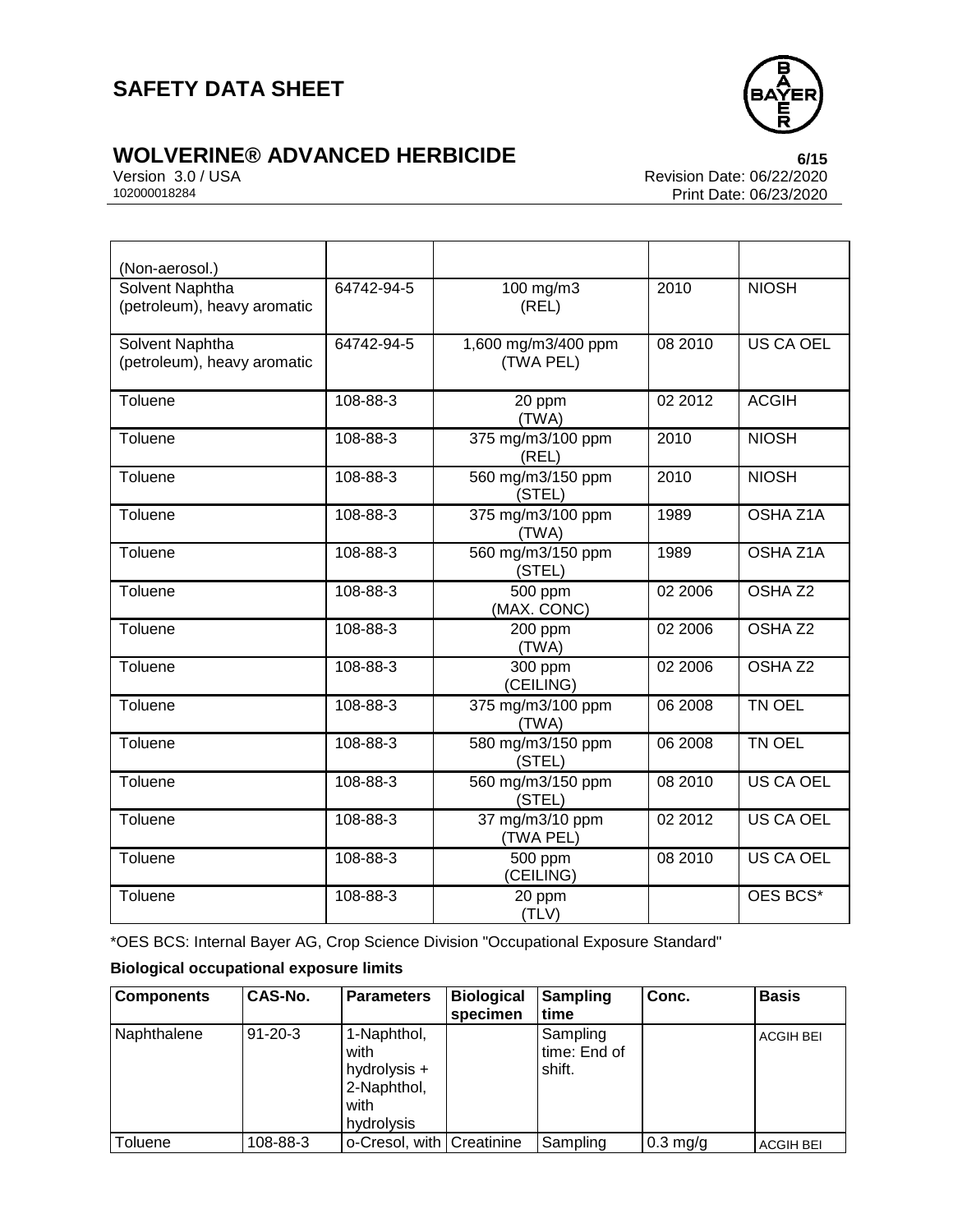| | | | | |
|---|---|---|---|---|
| (Non-aerosol.) | | | | |
| Solvent Naphtha (petroleum), heavy aromatic | 64742-94-5 | 100 mg/m3 (REL) | 2010 | NIOSH |
| Solvent Naphtha (petroleum), heavy aromatic | 64742-94-5 | 1,600 mg/m3/400 ppm (TWA PEL) | 08 2010 | US CA OEL |
| Toluene | 108-88-3 | 20 ppm (TWA) | 02 2012 | ACGIH |
| Toluene | 108-88-3 | 375 mg/m3/100 ppm (REL) | 2010 | NIOSH |
| Toluene | 108-88-3 | 560 mg/m3/150 ppm (STEL) | 2010 | NIOSH |
| Toluene | 108-88-3 | 375 mg/m3/100 ppm (TWA) | 1989 | OSHA Z1A |
| Toluene | 108-88-3 | 560 mg/m3/150 ppm (STEL) | 1989 | OSHA Z1A |
| Toluene | 108-88-3 | 500 ppm (MAX. CONC) | 02 2006 | OSHA Z2 |
| Toluene | 108-88-3 | 200 ppm (TWA) | 02 2006 | OSHA Z2 |
| Toluene | 108-88-3 | 300 ppm (CEILING) | 02 2006 | OSHA Z2 |
| Toluene | 108-88-3 | 375 mg/m3/100 ppm (TWA) | 06 2008 | TN OEL |
| Toluene | 108-88-3 | 580 mg/m3/150 ppm (STEL) | 06 2008 | TN OEL |
| Toluene | 108-88-3 | 560 mg/m3/150 ppm (STEL) | 08 2010 | US CA OEL |
| Toluene | 108-88-3 | 37 mg/m3/10 ppm (TWA PEL) | 02 2012 | US CA OEL |
| Toluene | 108-88-3 | 500 ppm (CEILING) | 08 2010 | US CA OEL |
| Toluene | 108-88-3 | 20 ppm (TLV) | | OES BCS* |

*OES BCS: Internal Bayer AG, Crop Science Division "Occupational Exposure Standard"

**Biological occupational exposure limits**

| Components | CAS-No. | Parameters | Biological specimen | Sampling time | Conc. | Basis |
|---|---|---|---|---|---|---|
| Naphthalene | 91-20-3 | 1-Naphthol, with hydrolysis + 2-Naphthol, with hydrolysis | | Sampling time: End of shift. | | ACGIH BEI |
| Toluene | 108-88-3 | o-Cresol, with | Creatinine | Sampling | 0.3 mg/g | ACGIH BEI |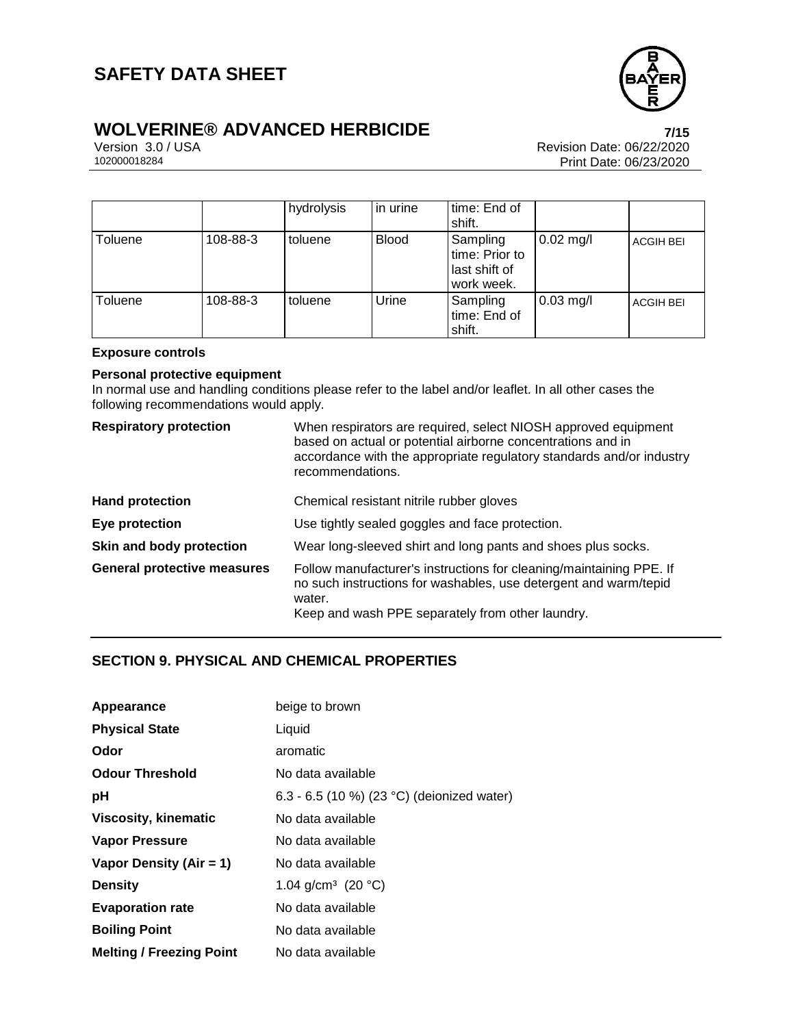| | | hydrolysis | in urine | time: End of shift. | | |
|---|---|---|---|---|---|---|
| Toluene | 108-88-3 | toluene | Blood | Sampling time: Prior to last shift of work week. | 0.02 mg/l | ACGIH BEI |
| Toluene | 108-88-3 | toluene | Urine | Sampling time: End of shift. | 0.03 mg/l | ACGIH BEI |

**Exposure controls**

**Personal protective equipment**

In normal use and handling conditions please refer to the label and/or leaflet. In all other cases the following recommendations would apply.

| | |
|---|---|
| **Respiratory protection** | When respirators are required, select NIOSH approved equipment based on actual or potential airborne concentrations and in accordance with the appropriate regulatory standards and/or industry recommendations. |
| **Hand protection** | Chemical resistant nitrile rubber gloves |
| **Eye protection** | Use tightly sealed goggles and face protection. |
| **Skin and body protection** | Wear long-sleeved shirt and long pants and shoes plus socks. |
| **General protective measures** | Follow manufacturer's instructions for cleaning/maintaining PPE. If no such instructions for washables, use detergent and warm/tepid water.<br>Keep and wash PPE separately from other laundry. |

## SECTION 9. PHYSICAL AND CHEMICAL PROPERTIES

| | |
|---|---|
| **Appearance** | beige to brown |
| **Physical State** | Liquid |
| **Odor** | aromatic |
| **Odour Threshold** | No data available |
| **pH** | 6.3 - 6.5 (10 %) (23 °C) (deionized water) |
| **Viscosity, kinematic** | No data available |
| **Vapor Pressure** | No data available |
| **Vapor Density (Air = 1)** | No data available |
| **Density** | 1.04 g/cm³ (20 °C) |
| **Evaporation rate** | No data available |
| **Boiling Point** | No data available |
| **Melting / Freezing Point** | No data available |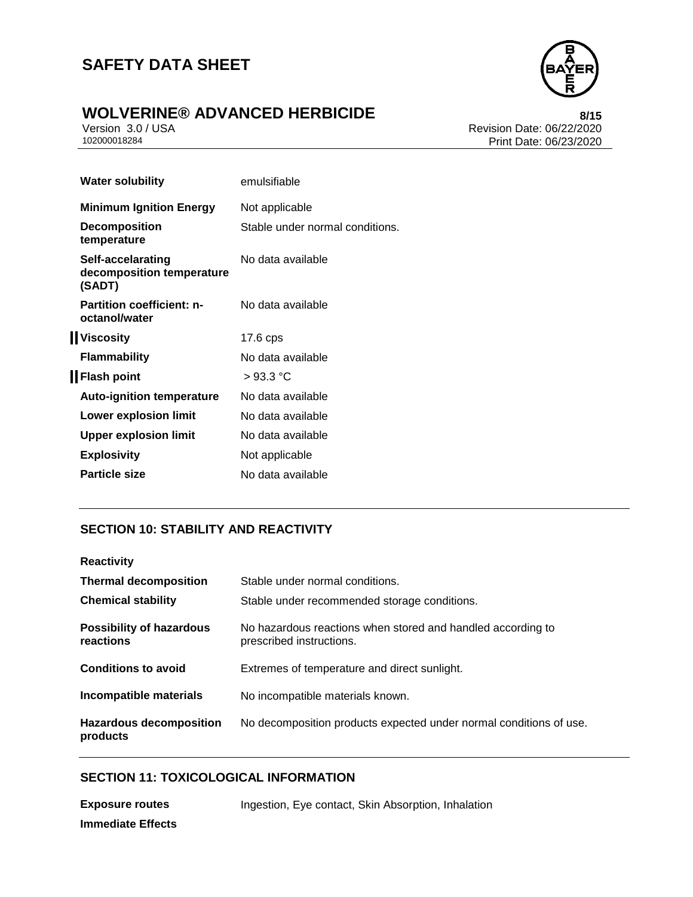| | |
|---|---|
| **Water solubility** | emulsifiable |
| **Minimum Ignition Energy** | Not applicable |
| **Decomposition temperature** | Stable under normal conditions. |
| **Self-accelarating decomposition temperature (SADT)** | No data available |
| **Partition coefficient: n-octanol/water** | No data available |
| **Viscosity** | 17.6 cps |
| **Flammability** | No data available |
| **Flash point** | > 93.3 °C |
| **Auto-ignition temperature** | No data available |
| **Lower explosion limit** | No data available |
| **Upper explosion limit** | No data available |
| **Explosivity** | Not applicable |
| **Particle size** | No data available |

## SECTION 10: STABILITY AND REACTIVITY

| | |
|---|---|
| **Reactivity** | |
| **Thermal decomposition** | Stable under normal conditions. |
| **Chemical stability** | Stable under recommended storage conditions. |
| **Possibility of hazardous reactions** | No hazardous reactions when stored and handled according to prescribed instructions. |
| **Conditions to avoid** | Extremes of temperature and direct sunlight. |
| **Incompatible materials** | No incompatible materials known. |
| **Hazardous decomposition products** | No decomposition products expected under normal conditions of use. |

## SECTION 11: TOXICOLOGICAL INFORMATION

| | |
|---|---|
| **Exposure routes** | Ingestion, Eye contact, Skin Absorption, Inhalation |
| **Immediate Effects** | |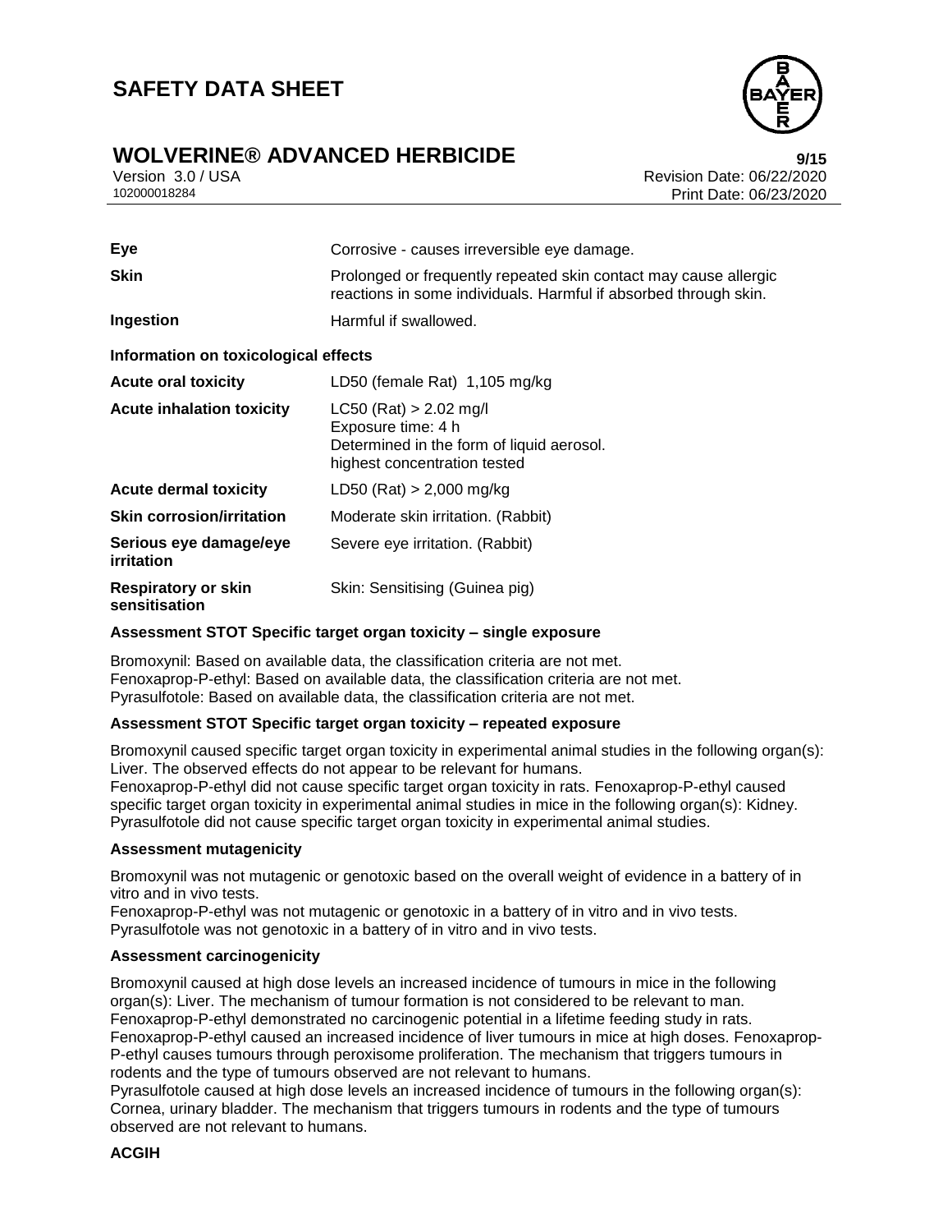| | |
|---|---|
| **Eye** | Corrosive - causes irreversible eye damage. |
| **Skin** | Prolonged or frequently repeated skin contact may cause allergic reactions in some individuals. Harmful if absorbed through skin. |
| **Ingestion** | Harmful if swallowed. |

**Information on toxicological effects**

| | |
|---|---|
| **Acute oral toxicity** | LD50 (female Rat) 1,105 mg/kg |
| **Acute inhalation toxicity** | LC50 (Rat) > 2.02 mg/l<br>Exposure time: 4 h<br>Determined in the form of liquid aerosol.<br>highest concentration tested |
| **Acute dermal toxicity** | LD50 (Rat) > 2,000 mg/kg |
| **Skin corrosion/irritation** | Moderate skin irritation. (Rabbit) |
| **Serious eye damage/eye irritation** | Severe eye irritation. (Rabbit) |
| **Respiratory or skin sensitisation** | Skin: Sensitising (Guinea pig) |

**Assessment STOT Specific target organ toxicity – single exposure**

Bromoxynil: Based on available data, the classification criteria are not met.
Fenoxaprop-P-ethyl: Based on available data, the classification criteria are not met.
Pyrasulfotole: Based on available data, the classification criteria are not met.

**Assessment STOT Specific target organ toxicity – repeated exposure**

Bromoxynil caused specific target organ toxicity in experimental animal studies in the following organ(s): Liver. The observed effects do not appear to be relevant for humans.
Fenoxaprop-P-ethyl did not cause specific target organ toxicity in rats. Fenoxaprop-P-ethyl caused specific target organ toxicity in experimental animal studies in mice in the following organ(s): Kidney.
Pyrasulfotole did not cause specific target organ toxicity in experimental animal studies.

**Assessment mutagenicity**

Bromoxynil was not mutagenic or genotoxic based on the overall weight of evidence in a battery of in vitro and in vivo tests.
Fenoxaprop-P-ethyl was not mutagenic or genotoxic in a battery of in vitro and in vivo tests.
Pyrasulfotole was not genotoxic in a battery of in vitro and in vivo tests.

**Assessment carcinogenicity**

Bromoxynil caused at high dose levels an increased incidence of tumours in mice in the following organ(s): Liver. The mechanism of tumour formation is not considered to be relevant to man.
Fenoxaprop-P-ethyl demonstrated no carcinogenic potential in a lifetime feeding study in rats.
Fenoxaprop-P-ethyl caused an increased incidence of liver tumours in mice at high doses. Fenoxaprop-P-ethyl causes tumours through peroxisome proliferation. The mechanism that triggers tumours in rodents and the type of tumours observed are not relevant to humans.
Pyrasulfotole caused at high dose levels an increased incidence of tumours in the following organ(s): Cornea, urinary bladder. The mechanism that triggers tumours in rodents and the type of tumours observed are not relevant to humans.

**ACGIH**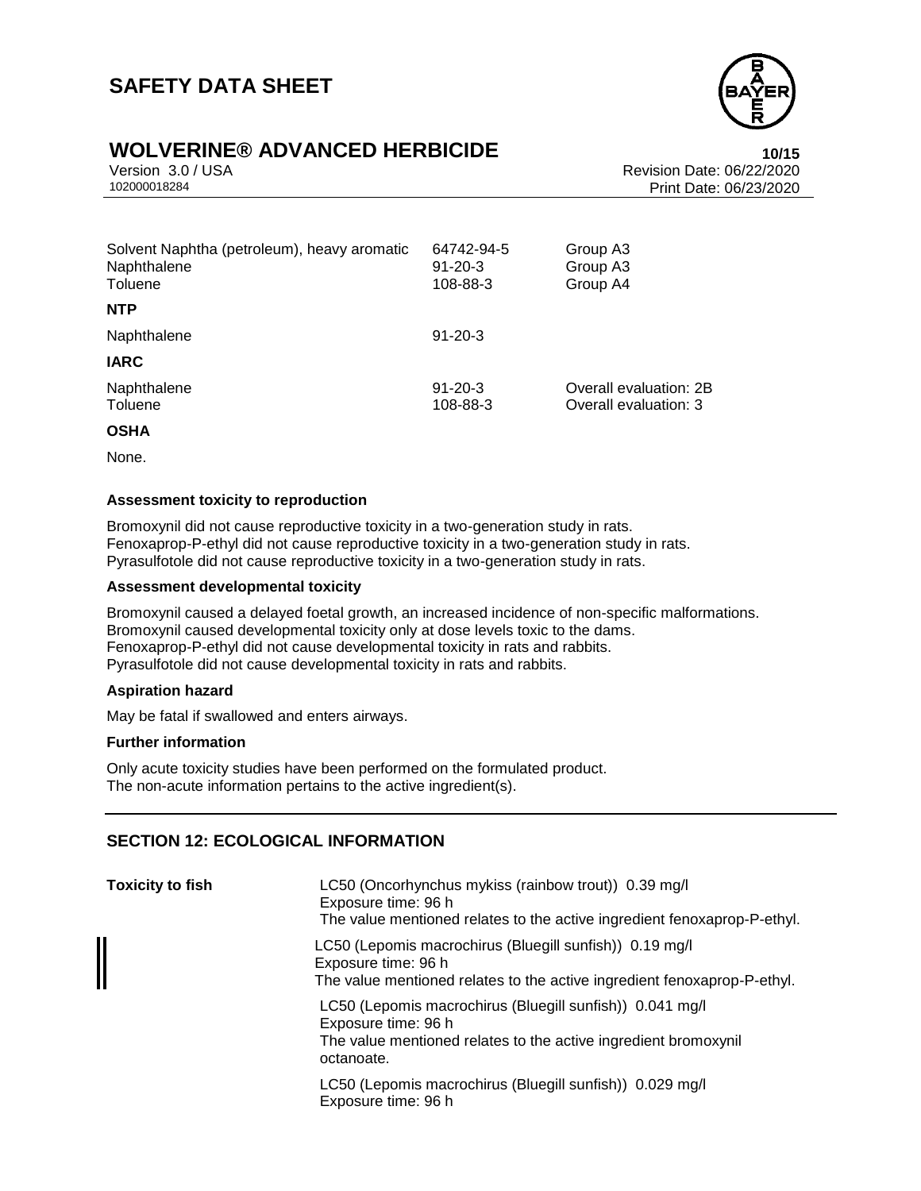| | | |
|---|---|---|
| Solvent Naphtha (petroleum), heavy aromatic | 64742-94-5 | Group A3 |
| Naphthalene | 91-20-3 | Group A3 |
| Toluene | 108-88-3 | Group A4 |

**NTP**

| | |
|---|---|
| Naphthalene | 91-20-3 |

**IARC**

| | | |
|---|---|---|
| Naphthalene | 91-20-3 | Overall evaluation: 2B |
| Toluene | 108-88-3 | Overall evaluation: 3 |

**OSHA**

None.

**Assessment toxicity to reproduction**

Bromoxynil did not cause reproductive toxicity in a two-generation study in rats.
Fenoxaprop-P-ethyl did not cause reproductive toxicity in a two-generation study in rats.
Pyrasulfotole did not cause reproductive toxicity in a two-generation study in rats.

**Assessment developmental toxicity**

Bromoxynil caused a delayed foetal growth, an increased incidence of non-specific malformations.
Bromoxynil caused developmental toxicity only at dose levels toxic to the dams.
Fenoxaprop-P-ethyl did not cause developmental toxicity in rats and rabbits.
Pyrasulfotole did not cause developmental toxicity in rats and rabbits.

**Aspiration hazard**

May be fatal if swallowed and enters airways.

**Further information**

Only acute toxicity studies have been performed on the formulated product.
The non-acute information pertains to the active ingredient(s).

## SECTION 12: ECOLOGICAL INFORMATION

**Toxicity to fish**

LC50 (Oncorhynchus mykiss (rainbow trout)) 0.39 mg/l
Exposure time: 96 h
The value mentioned relates to the active ingredient fenoxaprop-P-ethyl.

LC50 (Lepomis macrochirus (Bluegill sunfish)) 0.19 mg/l
Exposure time: 96 h
The value mentioned relates to the active ingredient fenoxaprop-P-ethyl.

LC50 (Lepomis macrochirus (Bluegill sunfish)) 0.041 mg/l
Exposure time: 96 h
The value mentioned relates to the active ingredient bromoxynil octanoate.

LC50 (Lepomis macrochirus (Bluegill sunfish)) 0.029 mg/l
Exposure time: 96 h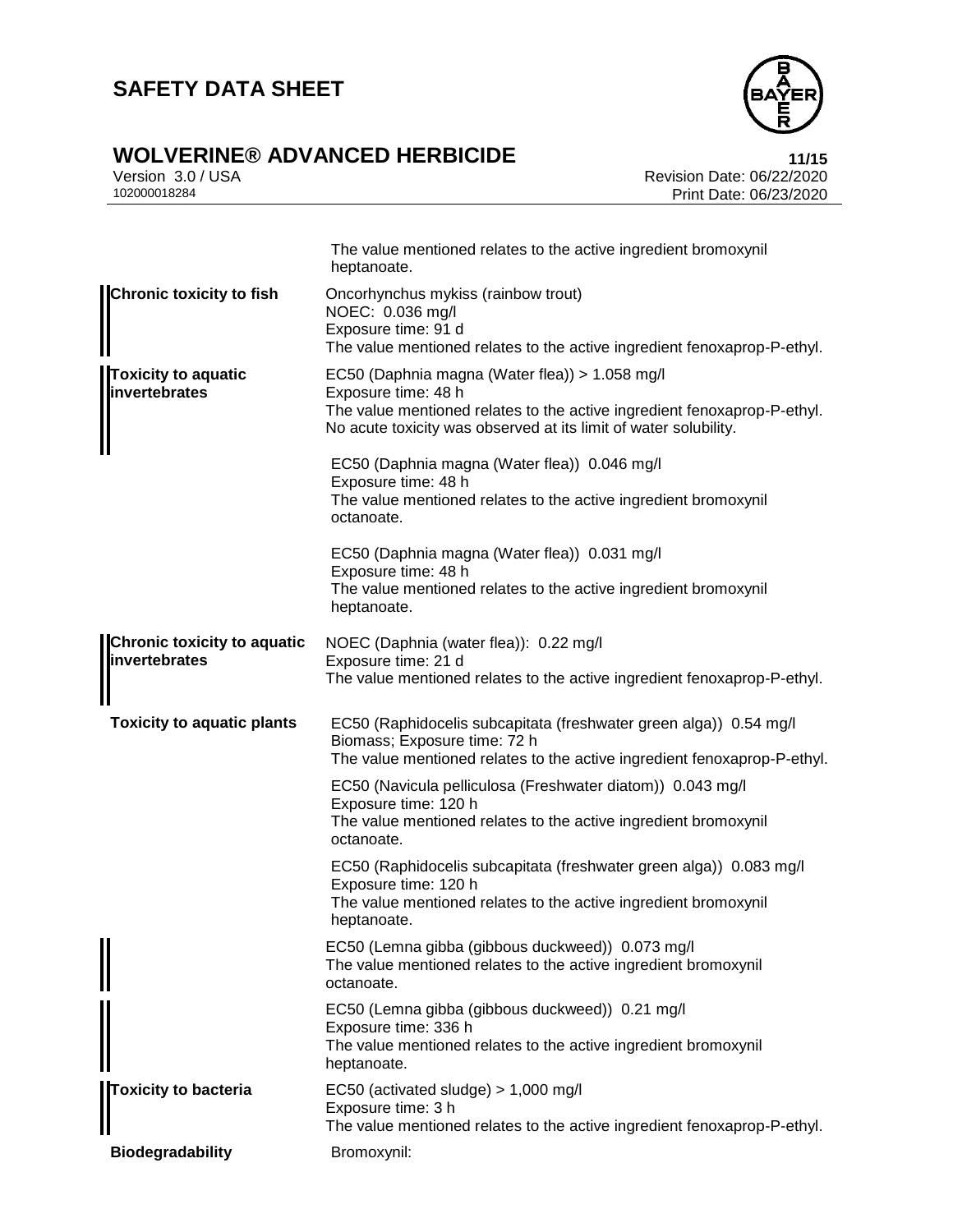| | |
|---|---|
| | The value mentioned relates to the active ingredient bromoxynil heptanoate. |
| **Chronic toxicity to fish** | Oncorhynchus mykiss (rainbow trout)<br>NOEC: 0.036 mg/l<br>Exposure time: 91 d<br>The value mentioned relates to the active ingredient fenoxaprop-P-ethyl. |
| **Toxicity to aquatic invertebrates** | EC50 (Daphnia magna (Water flea)) > 1.058 mg/l<br>Exposure time: 48 h<br>The value mentioned relates to the active ingredient fenoxaprop-P-ethyl.<br>No acute toxicity was observed at its limit of water solubility. |
| | EC50 (Daphnia magna (Water flea)) 0.046 mg/l<br>Exposure time: 48 h<br>The value mentioned relates to the active ingredient bromoxynil octanoate. |
| | EC50 (Daphnia magna (Water flea)) 0.031 mg/l<br>Exposure time: 48 h<br>The value mentioned relates to the active ingredient bromoxynil heptanoate. |
| **Chronic toxicity to aquatic invertebrates** | NOEC (Daphnia (water flea)): 0.22 mg/l<br>Exposure time: 21 d<br>The value mentioned relates to the active ingredient fenoxaprop-P-ethyl. |
| **Toxicity to aquatic plants** | EC50 (Raphidocelis subcapitata (freshwater green alga)) 0.54 mg/l<br>Biomass; Exposure time: 72 h<br>The value mentioned relates to the active ingredient fenoxaprop-P-ethyl. |
| | EC50 (Navicula pelliculosa (Freshwater diatom)) 0.043 mg/l<br>Exposure time: 120 h<br>The value mentioned relates to the active ingredient bromoxynil octanoate. |
| | EC50 (Raphidocelis subcapitata (freshwater green alga)) 0.083 mg/l<br>Exposure time: 120 h<br>The value mentioned relates to the active ingredient bromoxynil heptanoate. |
| | EC50 (Lemna gibba (gibbous duckweed)) 0.073 mg/l<br>The value mentioned relates to the active ingredient bromoxynil octanoate. |
| | EC50 (Lemna gibba (gibbous duckweed)) 0.21 mg/l<br>Exposure time: 336 h<br>The value mentioned relates to the active ingredient bromoxynil heptanoate. |
| **Toxicity to bacteria** | EC50 (activated sludge) > 1,000 mg/l<br>Exposure time: 3 h<br>The value mentioned relates to the active ingredient fenoxaprop-P-ethyl. |
| **Biodegradability** | Bromoxynil: |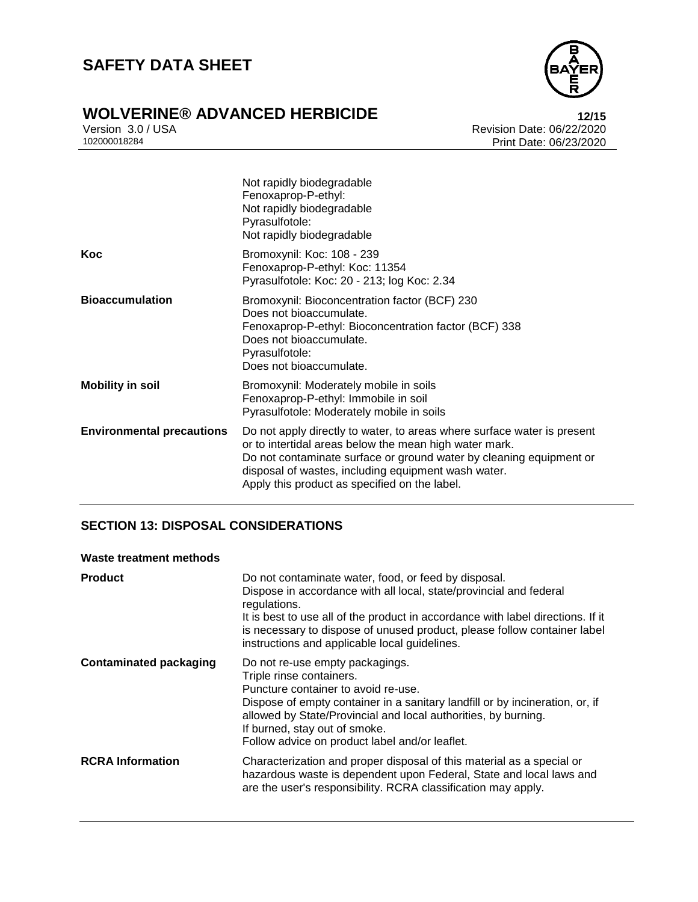| | |
|---|---|
| | Not rapidly biodegradable<br>Fenoxaprop-P-ethyl:<br>Not rapidly biodegradable<br>Pyrasulfotole:<br>Not rapidly biodegradable |
| **Koc** | Bromoxynil: Koc: 108 - 239<br>Fenoxaprop-P-ethyl: Koc: 11354<br>Pyrasulfotole: Koc: 20 - 213; log Koc: 2.34 |
| **Bioaccumulation** | Bromoxynil: Bioconcentration factor (BCF) 230<br>Does not bioaccumulate.<br>Fenoxaprop-P-ethyl: Bioconcentration factor (BCF) 338<br>Does not bioaccumulate.<br>Pyrasulfotole:<br>Does not bioaccumulate. |
| **Mobility in soil** | Bromoxynil: Moderately mobile in soils<br>Fenoxaprop-P-ethyl: Immobile in soil<br>Pyrasulfotole: Moderately mobile in soils |
| **Environmental precautions** | Do not apply directly to water, to areas where surface water is present or to intertidal areas below the mean high water mark.<br>Do not contaminate surface or ground water by cleaning equipment or disposal of wastes, including equipment wash water.<br>Apply this product as specified on the label. |

## SECTION 13: DISPOSAL CONSIDERATIONS

**Waste treatment methods**

| | |
|---|---|
| **Product** | Do not contaminate water, food, or feed by disposal.<br>Dispose in accordance with all local, state/provincial and federal regulations.<br>It is best to use all of the product in accordance with label directions. If it is necessary to dispose of unused product, please follow container label instructions and applicable local guidelines. |
| **Contaminated packaging** | Do not re-use empty packagings.<br>Triple rinse containers.<br>Puncture container to avoid re-use.<br>Dispose of empty container in a sanitary landfill or by incineration, or, if allowed by State/Provincial and local authorities, by burning.<br>If burned, stay out of smoke.<br>Follow advice on product label and/or leaflet. |
| **RCRA Information** | Characterization and proper disposal of this material as a special or hazardous waste is dependent upon Federal, State and local laws and are the user's responsibility. RCRA classification may apply. |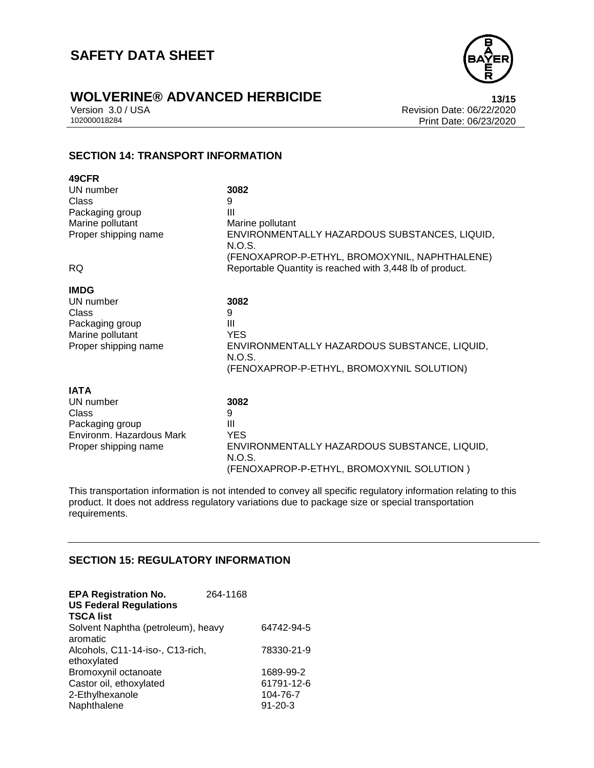## SECTION 14: TRANSPORT INFORMATION

**49CFR**

| | |
|---|---|
| UN number | **3082** |
| Class | 9 |
| Packaging group | III |
| Marine pollutant | Marine pollutant |
| Proper shipping name | ENVIRONMENTALLY HAZARDOUS SUBSTANCES, LIQUID, N.O.S. (FENOXAPROP-P-ETHYL, BROMOXYNIL, NAPHTHALENE) |
| RQ | Reportable Quantity is reached with 3,448 lb of product. |

**IMDG**

| | |
|---|---|
| UN number | **3082** |
| Class | 9 |
| Packaging group | III |
| Marine pollutant | YES |
| Proper shipping name | ENVIRONMENTALLY HAZARDOUS SUBSTANCE, LIQUID, N.O.S. (FENOXAPROP-P-ETHYL, BROMOXYNIL SOLUTION) |

**IATA**

| | |
|---|---|
| UN number | **3082** |
| Class | 9 |
| Packaging group | III |
| Environm. Hazardous Mark | YES |
| Proper shipping name | ENVIRONMENTALLY HAZARDOUS SUBSTANCE, LIQUID, N.O.S. (FENOXAPROP-P-ETHYL, BROMOXYNIL SOLUTION ) |

This transportation information is not intended to convey all specific regulatory information relating to this product. It does not address regulatory variations due to package size or special transportation requirements.

## SECTION 15: REGULATORY INFORMATION

**EPA Registration No.** 264-1168

**US Federal Regulations**

**TSCA list**

| | |
|---|---|
| Solvent Naphtha (petroleum), heavy aromatic | 64742-94-5 |
| Alcohols, C11-14-iso-, C13-rich, ethoxylated | 78330-21-9 |
| Bromoxynil octanoate | 1689-99-2 |
| Castor oil, ethoxylated | 61791-12-6 |
| 2-Ethylhexanole | 104-76-7 |
| Naphthalene | 91-20-3 |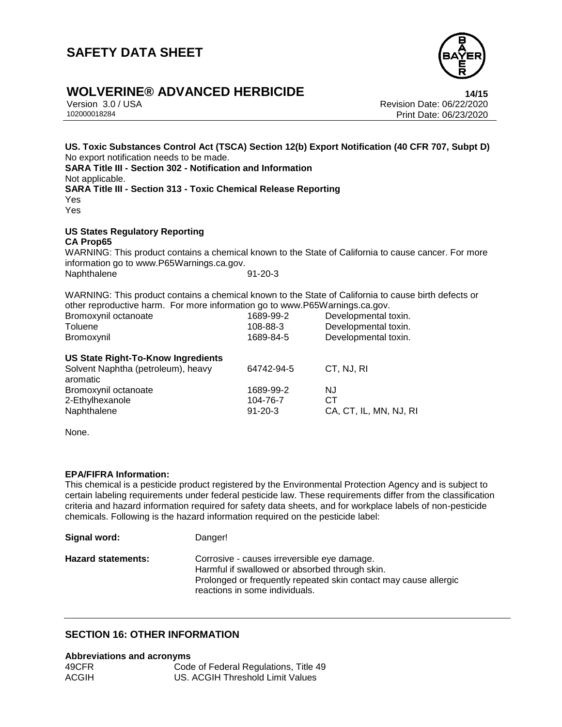**US. Toxic Substances Control Act (TSCA) Section 12(b) Export Notification (40 CFR 707, Subpt D)**
No export notification needs to be made.

**SARA Title III - Section 302 - Notification and Information**
Not applicable.

**SARA Title III - Section 313 - Toxic Chemical Release Reporting**
Yes
Yes

**US States Regulatory Reporting**

**CA Prop65**

WARNING: This product contains a chemical known to the State of California to cause cancer. For more information go to www.P65Warnings.ca.gov.

| | |
|---|---|
| Naphthalene | 91-20-3 |

WARNING: This product contains a chemical known to the State of California to cause birth defects or other reproductive harm. For more information go to www.P65Warnings.ca.gov.

| | | |
|---|---|---|
| Bromoxynil octanoate | 1689-99-2 | Developmental toxin. |
| Toluene | 108-88-3 | Developmental toxin. |
| Bromoxynil | 1689-84-5 | Developmental toxin. |

**US State Right-To-Know Ingredients**

| | | |
|---|---|---|
| Solvent Naphtha (petroleum), heavy aromatic | 64742-94-5 | CT, NJ, RI |
| Bromoxynil octanoate | 1689-99-2 | NJ |
| 2-Ethylhexanole | 104-76-7 | CT |
| Naphthalene | 91-20-3 | CA, CT, IL, MN, NJ, RI |

None.

**EPA/FIFRA Information:**

This chemical is a pesticide product registered by the Environmental Protection Agency and is subject to certain labeling requirements under federal pesticide law. These requirements differ from the classification criteria and hazard information required for safety data sheets, and for workplace labels of non-pesticide chemicals. Following is the hazard information required on the pesticide label:

**Signal word:** Danger!

**Hazard statements:** Corrosive - causes irreversible eye damage.
Harmful if swallowed or absorbed through skin.
Prolonged or frequently repeated skin contact may cause allergic reactions in some individuals.

## SECTION 16: OTHER INFORMATION

**Abbreviations and acronyms**

| | |
|---|---|
| 49CFR | Code of Federal Regulations, Title 49 |
| ACGIH | US. ACGIH Threshold Limit Values |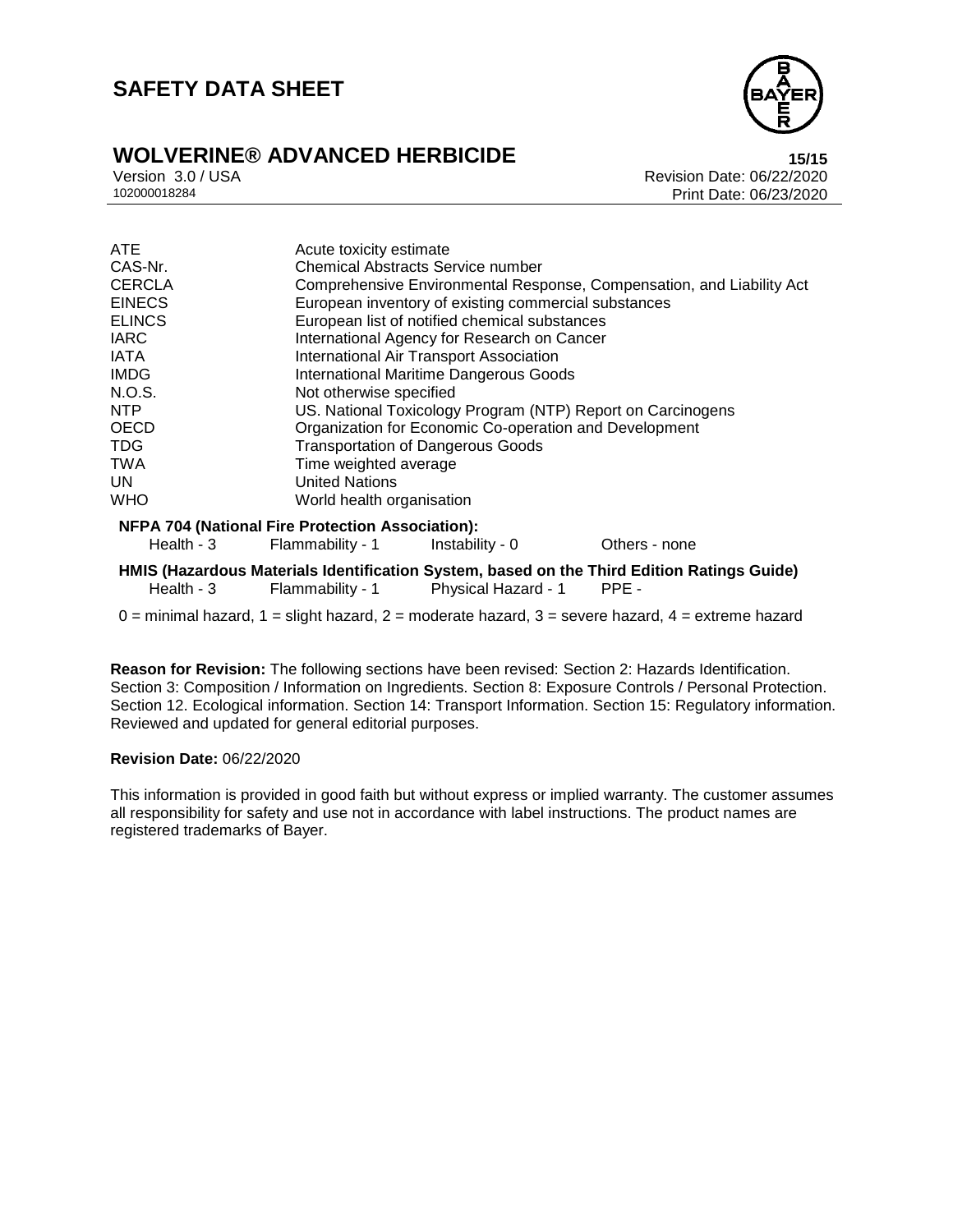| | |
|---|---|
| ATE | Acute toxicity estimate |
| CAS-Nr. | Chemical Abstracts Service number |
| CERCLA | Comprehensive Environmental Response, Compensation, and Liability Act |
| EINECS | European inventory of existing commercial substances |
| ELINCS | European list of notified chemical substances |
| IARC | International Agency for Research on Cancer |
| IATA | International Air Transport Association |
| IMDG | International Maritime Dangerous Goods |
| N.O.S. | Not otherwise specified |
| NTP | US. National Toxicology Program (NTP) Report on Carcinogens |
| OECD | Organization for Economic Co-operation and Development |
| TDG | Transportation of Dangerous Goods |
| TWA | Time weighted average |
| UN | United Nations |
| WHO | World health organisation |

**NFPA 704 (National Fire Protection Association):**

| | | | |
|---|---|---|---|
| Health - 3 | Flammability - 1 | Instability - 0 | Others - none |

**HMIS (Hazardous Materials Identification System, based on the Third Edition Ratings Guide)**

| | | | |
|---|---|---|---|
| Health - 3 | Flammability - 1 | Physical Hazard - 1 | PPE - |

0 = minimal hazard, 1 = slight hazard, 2 = moderate hazard, 3 = severe hazard, 4 = extreme hazard

**Reason for Revision:** The following sections have been revised: Section 2: Hazards Identification. Section 3: Composition / Information on Ingredients. Section 8: Exposure Controls / Personal Protection. Section 12. Ecological information. Section 14: Transport Information. Section 15: Regulatory information. Reviewed and updated for general editorial purposes.

**Revision Date:** 06/22/2020

This information is provided in good faith but without express or implied warranty. The customer assumes all responsibility for safety and use not in accordance with label instructions. The product names are registered trademarks of Bayer.